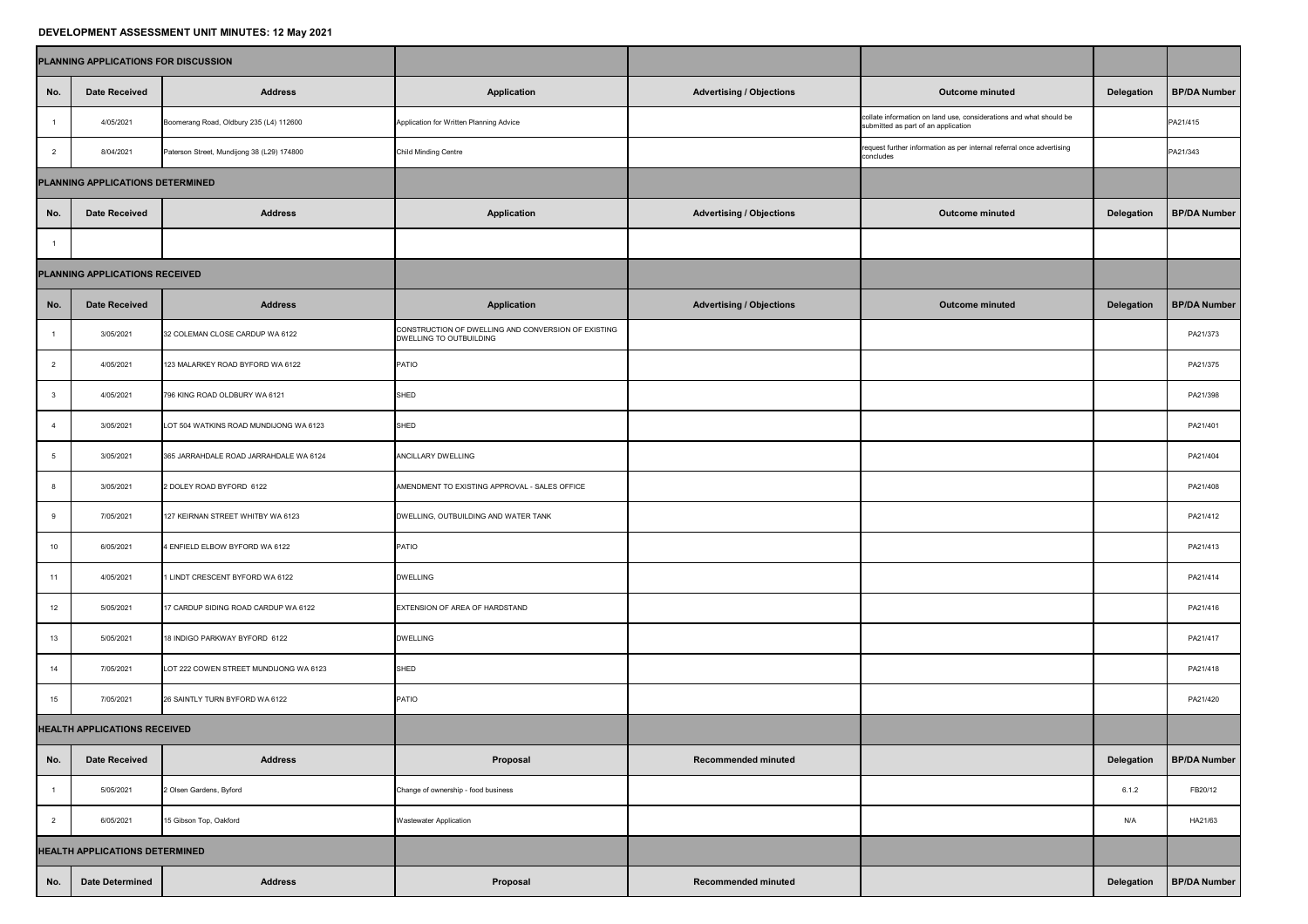# DEVELOPMENT ASSESSMENT UNIT MINUTES: 12 May 2021

| PLANNING APPLICATIONS FOR DISCUSSION | | | | | | | |
|---|---|---|---|---|---|---|---|
| No. | Date Received | Address | Application | Advertising / Objections | Outcome minuted | Delegation | BP/DA Number |
| 1 | 4/05/2021 | Boomerang Road, Oldbury 235 (L4) 112600 | Application for Written Planning Advice | | collate information on land use, considerations and what should be submitted as part of an application | | PA21/415 |
| 2 | 8/04/2021 | Paterson Street, Mundijong 38 (L29) 174800 | Child Minding Centre | | request further information as per internal referral once advertising concludes | | PA21/343 |
| **PLANNING APPLICATIONS DETERMINED** | | | | | | | |
| No. | Date Received | Address | Application | Advertising / Objections | Outcome minuted | Delegation | BP/DA Number |
| 1 | | | | | | | |
| **PLANNING APPLICATIONS RECEIVED** | | | | | | | |
| No. | Date Received | Address | Application | Advertising / Objections | Outcome minuted | Delegation | BP/DA Number |
| 1 | 3/05/2021 | 32 COLEMAN CLOSE CARDUP WA 6122 | CONSTRUCTION OF DWELLING AND CONVERSION OF EXISTING DWELLING TO OUTBUILDING | | | | PA21/373 |
| 2 | 4/05/2021 | 123 MALARKEY ROAD BYFORD WA 6122 | PATIO | | | | PA21/375 |
| 3 | 4/05/2021 | 796 KING ROAD OLDBURY WA 6121 | SHED | | | | PA21/398 |
| 4 | 3/05/2021 | LOT 504 WATKINS ROAD MUNDIJONG WA 6123 | SHED | | | | PA21/401 |
| 5 | 3/05/2021 | 365 JARRAHDALE ROAD JARRAHDALE WA 6124 | ANCILLARY DWELLING | | | | PA21/404 |
| 8 | 3/05/2021 | 2 DOLEY ROAD BYFORD 6122 | AMENDMENT TO EXISTING APPROVAL - SALES OFFICE | | | | PA21/408 |
| 9 | 7/05/2021 | 127 KEIRNAN STREET WHITBY WA 6123 | DWELLING, OUTBUILDING AND WATER TANK | | | | PA21/412 |
| 10 | 6/05/2021 | 4 ENFIELD ELBOW BYFORD WA 6122 | PATIO | | | | PA21/413 |
| 11 | 4/05/2021 | 1 LINDT CRESCENT BYFORD WA 6122 | DWELLING | | | | PA21/414 |
| 12 | 5/05/2021 | 17 CARDUP SIDING ROAD CARDUP WA 6122 | EXTENSION OF AREA OF HARDSTAND | | | | PA21/416 |
| 13 | 5/05/2021 | 18 INDIGO PARKWAY BYFORD 6122 | DWELLING | | | | PA21/417 |
| 14 | 7/05/2021 | LOT 222 COWEN STREET MUNDIJONG WA 6123 | SHED | | | | PA21/418 |
| 15 | 7/05/2021 | 26 SAINTLY TURN BYFORD WA 6122 | PATIO | | | | PA21/420 |
| **HEALTH APPLICATIONS RECEIVED** | | | | | | | |
| No. | Date Received | Address | Proposal | Recommended minuted | | Delegation | BP/DA Number |
| 1 | 5/05/2021 | 2 Olsen Gardens, Byford | Change of ownership - food business | | | 6.1.2 | FB20/12 |
| 2 | 6/05/2021 | 15 Gibson Top, Oakford | Wastewater Application | | | N/A | HA21/63 |
| **HEALTH APPLICATIONS DETERMINED** | | | | | | | |
| No. | Date Determined | Address | Proposal | Recommended minuted | | Delegation | BP/DA Number |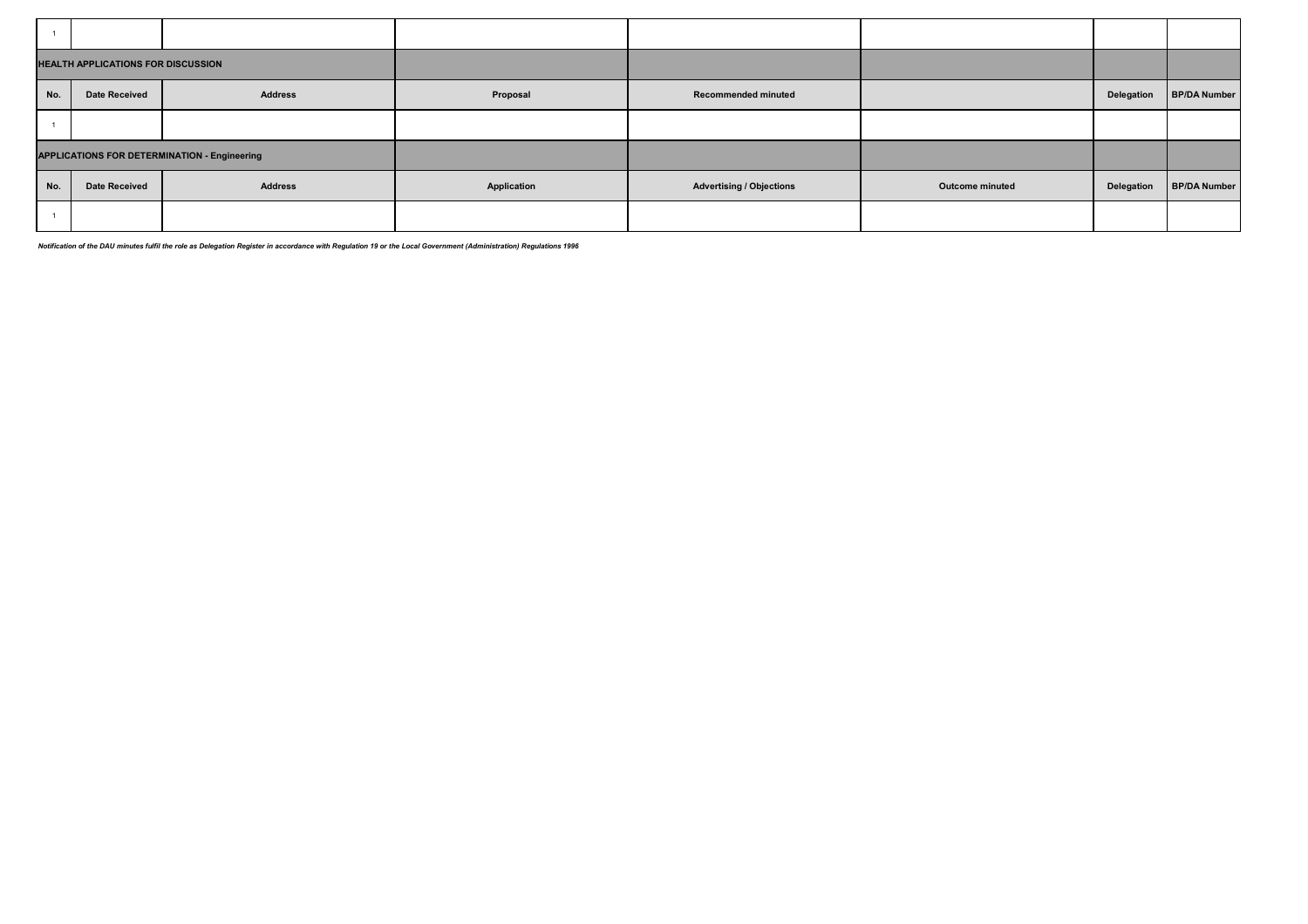| | | | | | | | |
|---|---|---|---|---|---|---|---|
| 1 | | | | | | | |
| **HEALTH APPLICATIONS FOR DISCUSSION** | | | | | | | |
| **No.** | **Date Received** | **Address** | **Proposal** | **Recommended minuted** | | **Delegation** | **BP/DA Number** |
| 1 | | | | | | | |
| **APPLICATIONS FOR DETERMINATION - Engineering** | | | | | | | |
| **No.** | **Date Received** | **Address** | **Application** | **Advertising / Objections** | **Outcome minuted** | **Delegation** | **BP/DA Number** |
| 1 | | | | | | | |

***Notification of the DAU minutes fulfil the role as Delegation Register in accordance with Regulation 19 or the Local Government (Administration) Regulations 1996***